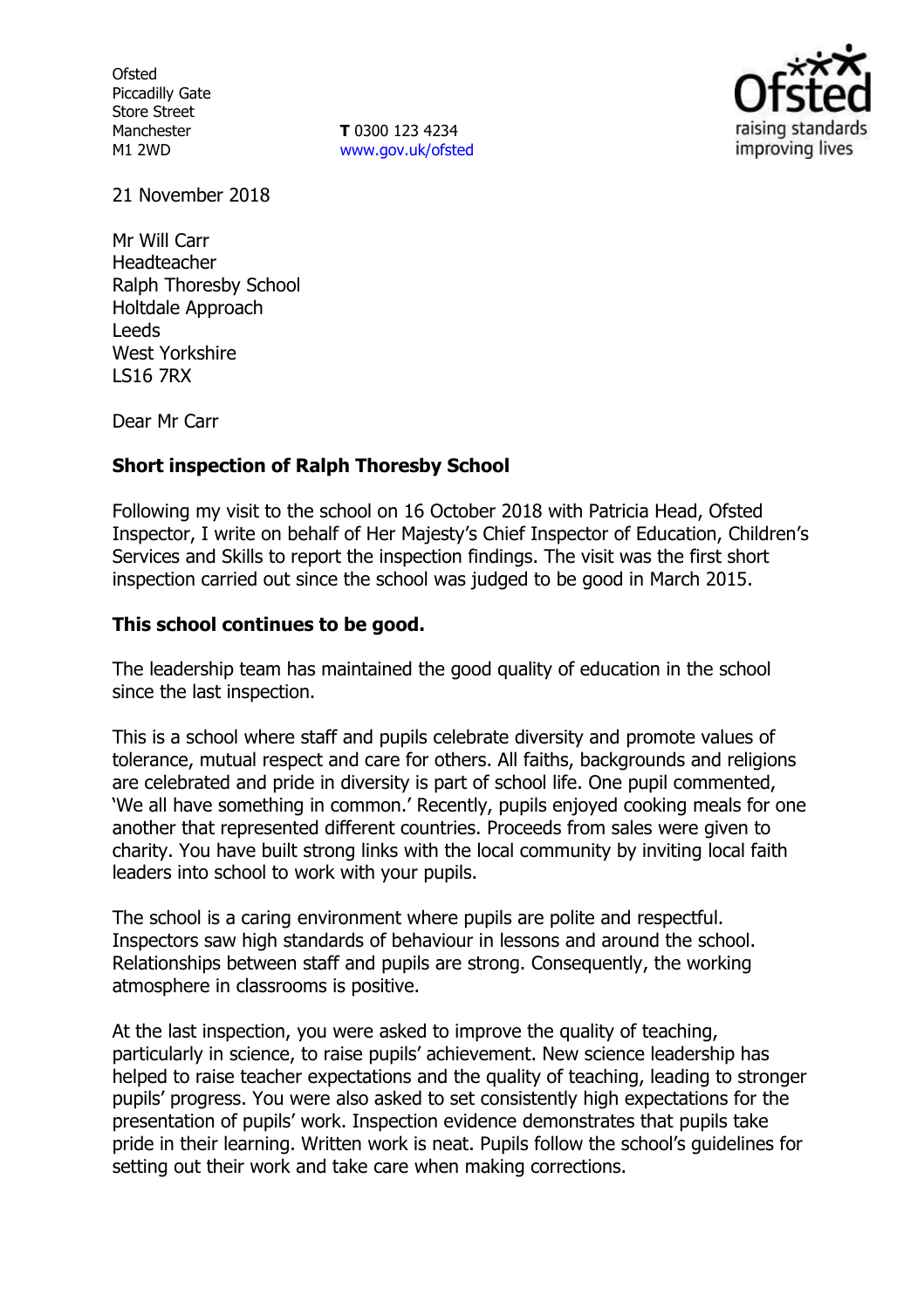Ofsted
Piccadilly Gate
Store Street
Manchester
M1 2WD

**T** 0300 123 4234
www.gov.uk/ofsted

21 November 2018

Mr Will Carr
Headteacher
Ralph Thoresby School
Holtdale Approach
Leeds
West Yorkshire
LS16 7RX

Dear Mr Carr

**Short inspection of Ralph Thoresby School**

Following my visit to the school on 16 October 2018 with Patricia Head, Ofsted Inspector, I write on behalf of Her Majesty's Chief Inspector of Education, Children's Services and Skills to report the inspection findings. The visit was the first short inspection carried out since the school was judged to be good in March 2015.

**This school continues to be good.**

The leadership team has maintained the good quality of education in the school since the last inspection.

This is a school where staff and pupils celebrate diversity and promote values of tolerance, mutual respect and care for others. All faiths, backgrounds and religions are celebrated and pride in diversity is part of school life. One pupil commented, 'We all have something in common.' Recently, pupils enjoyed cooking meals for one another that represented different countries. Proceeds from sales were given to charity. You have built strong links with the local community by inviting local faith leaders into school to work with your pupils.

The school is a caring environment where pupils are polite and respectful. Inspectors saw high standards of behaviour in lessons and around the school. Relationships between staff and pupils are strong. Consequently, the working atmosphere in classrooms is positive.

At the last inspection, you were asked to improve the quality of teaching, particularly in science, to raise pupils' achievement. New science leadership has helped to raise teacher expectations and the quality of teaching, leading to stronger pupils' progress. You were also asked to set consistently high expectations for the presentation of pupils' work. Inspection evidence demonstrates that pupils take pride in their learning. Written work is neat. Pupils follow the school's guidelines for setting out their work and take care when making corrections.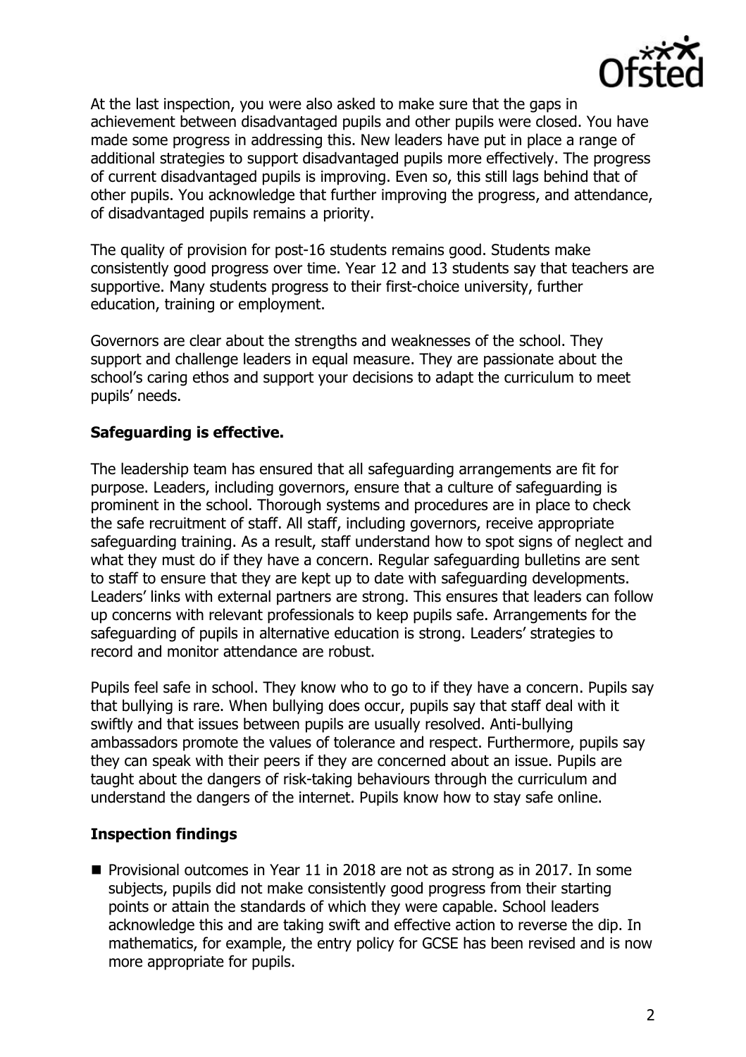At the last inspection, you were also asked to make sure that the gaps in achievement between disadvantaged pupils and other pupils were closed. You have made some progress in addressing this. New leaders have put in place a range of additional strategies to support disadvantaged pupils more effectively. The progress of current disadvantaged pupils is improving. Even so, this still lags behind that of other pupils. You acknowledge that further improving the progress, and attendance, of disadvantaged pupils remains a priority.

The quality of provision for post-16 students remains good. Students make consistently good progress over time. Year 12 and 13 students say that teachers are supportive. Many students progress to their first-choice university, further education, training or employment.

Governors are clear about the strengths and weaknesses of the school. They support and challenge leaders in equal measure. They are passionate about the school's caring ethos and support your decisions to adapt the curriculum to meet pupils' needs.

**Safeguarding is effective.**

The leadership team has ensured that all safeguarding arrangements are fit for purpose. Leaders, including governors, ensure that a culture of safeguarding is prominent in the school. Thorough systems and procedures are in place to check the safe recruitment of staff. All staff, including governors, receive appropriate safeguarding training. As a result, staff understand how to spot signs of neglect and what they must do if they have a concern. Regular safeguarding bulletins are sent to staff to ensure that they are kept up to date with safeguarding developments. Leaders' links with external partners are strong. This ensures that leaders can follow up concerns with relevant professionals to keep pupils safe. Arrangements for the safeguarding of pupils in alternative education is strong. Leaders' strategies to record and monitor attendance are robust.

Pupils feel safe in school. They know who to go to if they have a concern. Pupils say that bullying is rare. When bullying does occur, pupils say that staff deal with it swiftly and that issues between pupils are usually resolved. Anti-bullying ambassadors promote the values of tolerance and respect. Furthermore, pupils say they can speak with their peers if they are concerned about an issue. Pupils are taught about the dangers of risk-taking behaviours through the curriculum and understand the dangers of the internet. Pupils know how to stay safe online.

**Inspection findings**

- Provisional outcomes in Year 11 in 2018 are not as strong as in 2017. In some subjects, pupils did not make consistently good progress from their starting points or attain the standards of which they were capable. School leaders acknowledge this and are taking swift and effective action to reverse the dip. In mathematics, for example, the entry policy for GCSE has been revised and is now more appropriate for pupils.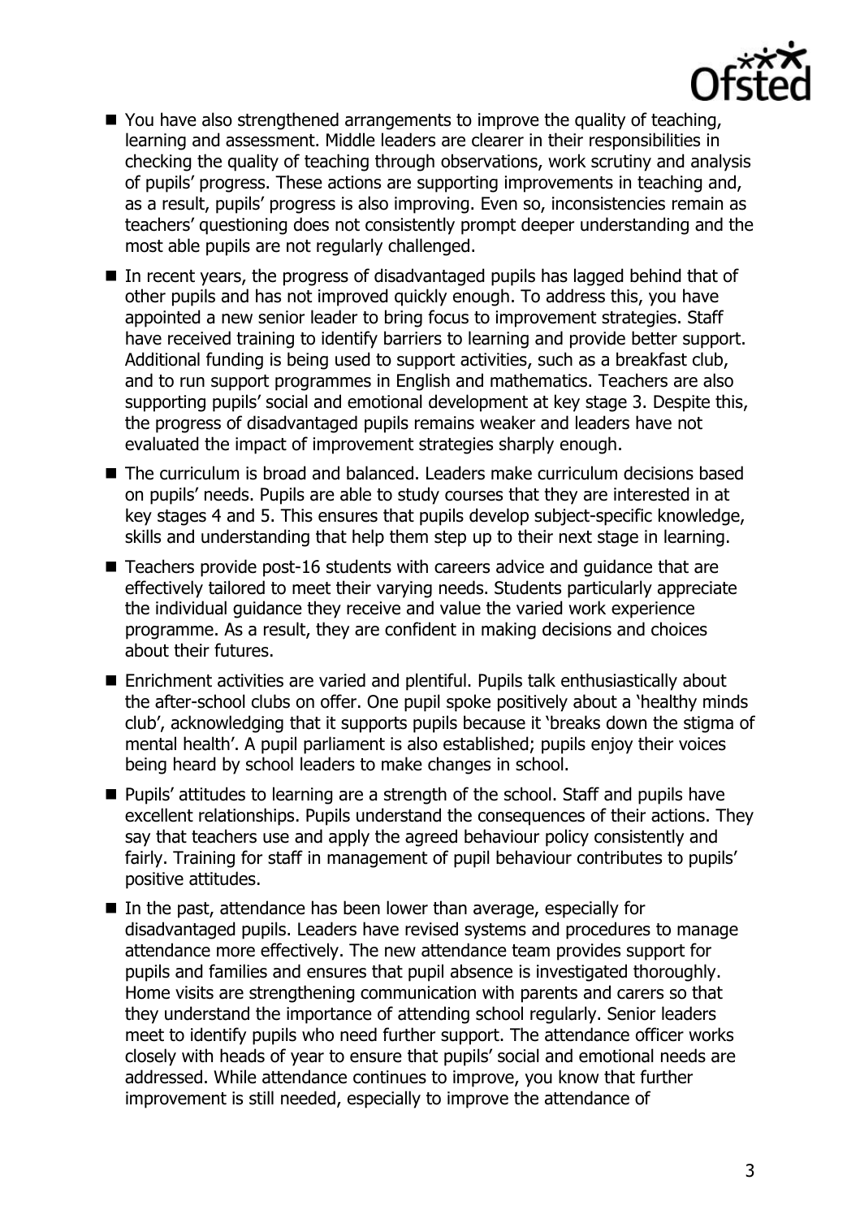- You have also strengthened arrangements to improve the quality of teaching, learning and assessment. Middle leaders are clearer in their responsibilities in checking the quality of teaching through observations, work scrutiny and analysis of pupils' progress. These actions are supporting improvements in teaching and, as a result, pupils' progress is also improving. Even so, inconsistencies remain as teachers' questioning does not consistently prompt deeper understanding and the most able pupils are not regularly challenged.
- In recent years, the progress of disadvantaged pupils has lagged behind that of other pupils and has not improved quickly enough. To address this, you have appointed a new senior leader to bring focus to improvement strategies. Staff have received training to identify barriers to learning and provide better support. Additional funding is being used to support activities, such as a breakfast club, and to run support programmes in English and mathematics. Teachers are also supporting pupils' social and emotional development at key stage 3. Despite this, the progress of disadvantaged pupils remains weaker and leaders have not evaluated the impact of improvement strategies sharply enough.
- The curriculum is broad and balanced. Leaders make curriculum decisions based on pupils' needs. Pupils are able to study courses that they are interested in at key stages 4 and 5. This ensures that pupils develop subject-specific knowledge, skills and understanding that help them step up to their next stage in learning.
- Teachers provide post-16 students with careers advice and guidance that are effectively tailored to meet their varying needs. Students particularly appreciate the individual guidance they receive and value the varied work experience programme. As a result, they are confident in making decisions and choices about their futures.
- Enrichment activities are varied and plentiful. Pupils talk enthusiastically about the after-school clubs on offer. One pupil spoke positively about a 'healthy minds club', acknowledging that it supports pupils because it 'breaks down the stigma of mental health'. A pupil parliament is also established; pupils enjoy their voices being heard by school leaders to make changes in school.
- Pupils' attitudes to learning are a strength of the school. Staff and pupils have excellent relationships. Pupils understand the consequences of their actions. They say that teachers use and apply the agreed behaviour policy consistently and fairly. Training for staff in management of pupil behaviour contributes to pupils' positive attitudes.
- In the past, attendance has been lower than average, especially for disadvantaged pupils. Leaders have revised systems and procedures to manage attendance more effectively. The new attendance team provides support for pupils and families and ensures that pupil absence is investigated thoroughly. Home visits are strengthening communication with parents and carers so that they understand the importance of attending school regularly. Senior leaders meet to identify pupils who need further support. The attendance officer works closely with heads of year to ensure that pupils' social and emotional needs are addressed. While attendance continues to improve, you know that further improvement is still needed, especially to improve the attendance of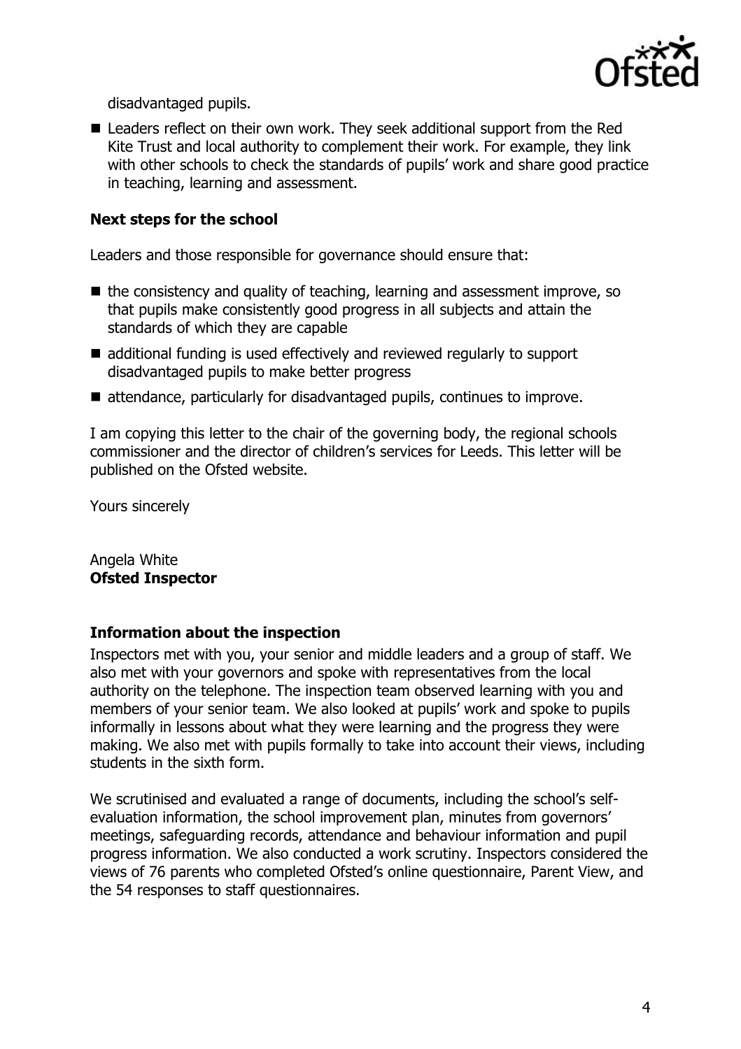disadvantaged pupils.

- Leaders reflect on their own work. They seek additional support from the Red Kite Trust and local authority to complement their work. For example, they link with other schools to check the standards of pupils' work and share good practice in teaching, learning and assessment.

### Next steps for the school

Leaders and those responsible for governance should ensure that:

- the consistency and quality of teaching, learning and assessment improve, so that pupils make consistently good progress in all subjects and attain the standards of which they are capable
- additional funding is used effectively and reviewed regularly to support disadvantaged pupils to make better progress
- attendance, particularly for disadvantaged pupils, continues to improve.

I am copying this letter to the chair of the governing body, the regional schools commissioner and the director of children's services for Leeds. This letter will be published on the Ofsted website.

Yours sincerely

Angela White
**Ofsted Inspector**

### Information about the inspection

Inspectors met with you, your senior and middle leaders and a group of staff. We also met with your governors and spoke with representatives from the local authority on the telephone. The inspection team observed learning with you and members of your senior team. We also looked at pupils' work and spoke to pupils informally in lessons about what they were learning and the progress they were making. We also met with pupils formally to take into account their views, including students in the sixth form.

We scrutinised and evaluated a range of documents, including the school's self-evaluation information, the school improvement plan, minutes from governors' meetings, safeguarding records, attendance and behaviour information and pupil progress information. We also conducted a work scrutiny. Inspectors considered the views of 76 parents who completed Ofsted's online questionnaire, Parent View, and the 54 responses to staff questionnaires.